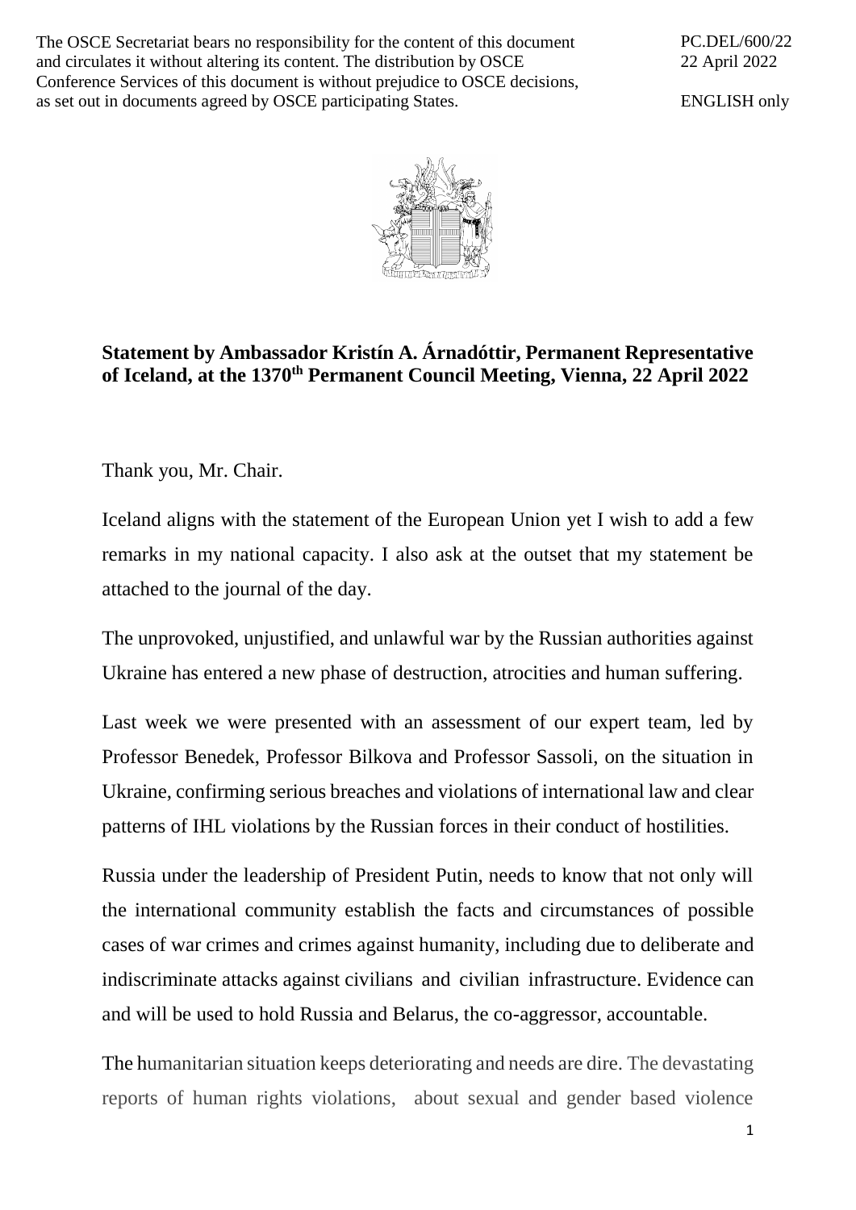The OSCE Secretariat bears no responsibility for the content of this document and circulates it without altering its content. The distribution by OSCE Conference Services of this document is without prejudice to OSCE decisions, as set out in documents agreed by OSCE participating States.

PC.DEL/600/22
22 April 2022

ENGLISH only

**Statement by Ambassador Kristín A. Árnadóttir, Permanent Representative of Iceland, at the 1370th Permanent Council Meeting, Vienna, 22 April 2022**

Thank you, Mr. Chair.

Iceland aligns with the statement of the European Union yet I wish to add a few remarks in my national capacity. I also ask at the outset that my statement be attached to the journal of the day.

The unprovoked, unjustified, and unlawful war by the Russian authorities against Ukraine has entered a new phase of destruction, atrocities and human suffering.

Last week we were presented with an assessment of our expert team, led by Professor Benedek, Professor Bilkova and Professor Sassoli, on the situation in Ukraine, confirming serious breaches and violations of international law and clear patterns of IHL violations by the Russian forces in their conduct of hostilities.

Russia under the leadership of President Putin, needs to know that not only will the international community establish the facts and circumstances of possible cases of war crimes and crimes against humanity, including due to deliberate and indiscriminate attacks against civilians and civilian infrastructure. Evidence can and will be used to hold Russia and Belarus, the co-aggressor, accountable.

The humanitarian situation keeps deteriorating and needs are dire. The devastating reports of human rights violations, about sexual and gender based violence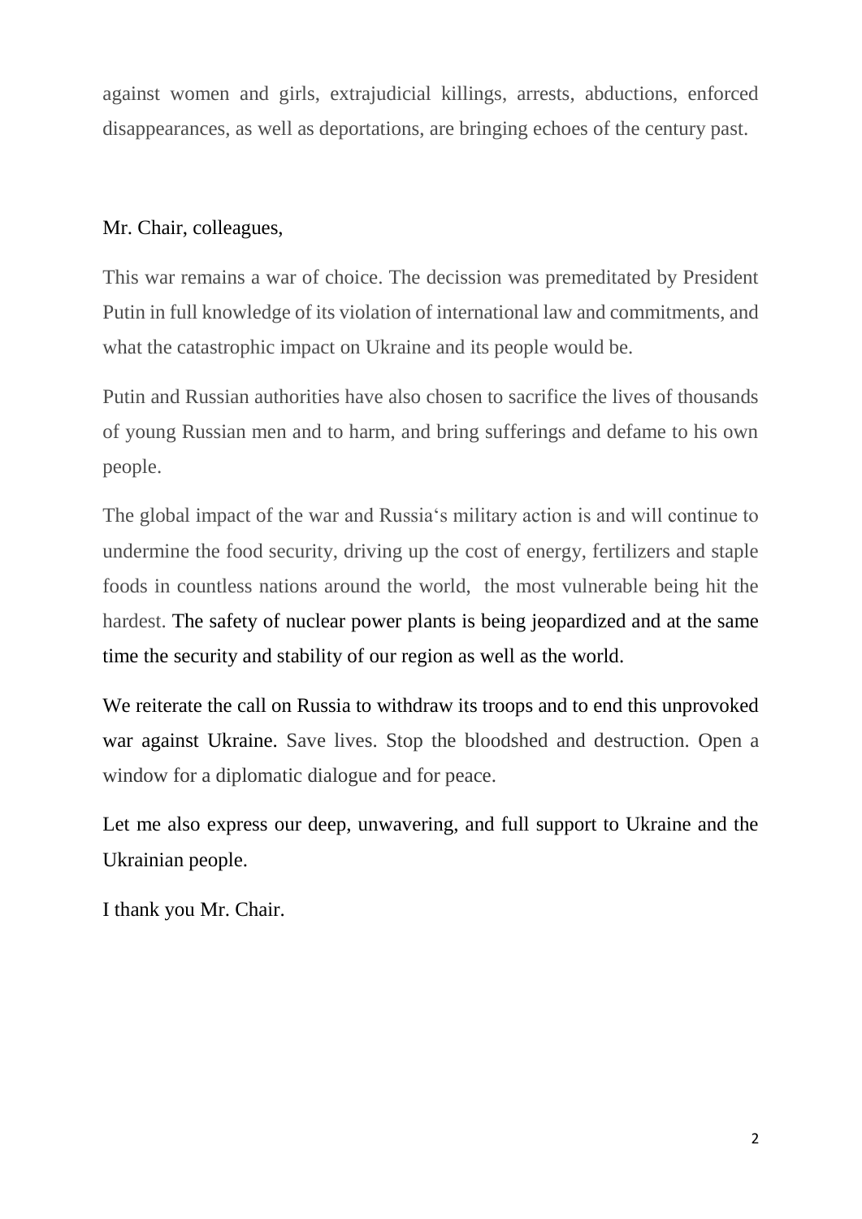against women and girls, extrajudicial killings, arrests, abductions, enforced disappearances, as well as deportations, are bringing echoes of the century past.

Mr. Chair, colleagues,

This war remains a war of choice. The decission was premeditated by President Putin in full knowledge of its violation of international law and commitments, and what the catastrophic impact on Ukraine and its people would be.

Putin and Russian authorities have also chosen to sacrifice the lives of thousands of young Russian men and to harm, and bring sufferings and defame to his own people.

The global impact of the war and Russia's military action is and will continue to undermine the food security, driving up the cost of energy, fertilizers and staple foods in countless nations around the world, the most vulnerable being hit the hardest. The safety of nuclear power plants is being jeopardized and at the same time the security and stability of our region as well as the world.

We reiterate the call on Russia to withdraw its troops and to end this unprovoked war against Ukraine. Save lives. Stop the bloodshed and destruction. Open a window for a diplomatic dialogue and for peace.

Let me also express our deep, unwavering, and full support to Ukraine and the Ukrainian people.

I thank you Mr. Chair.